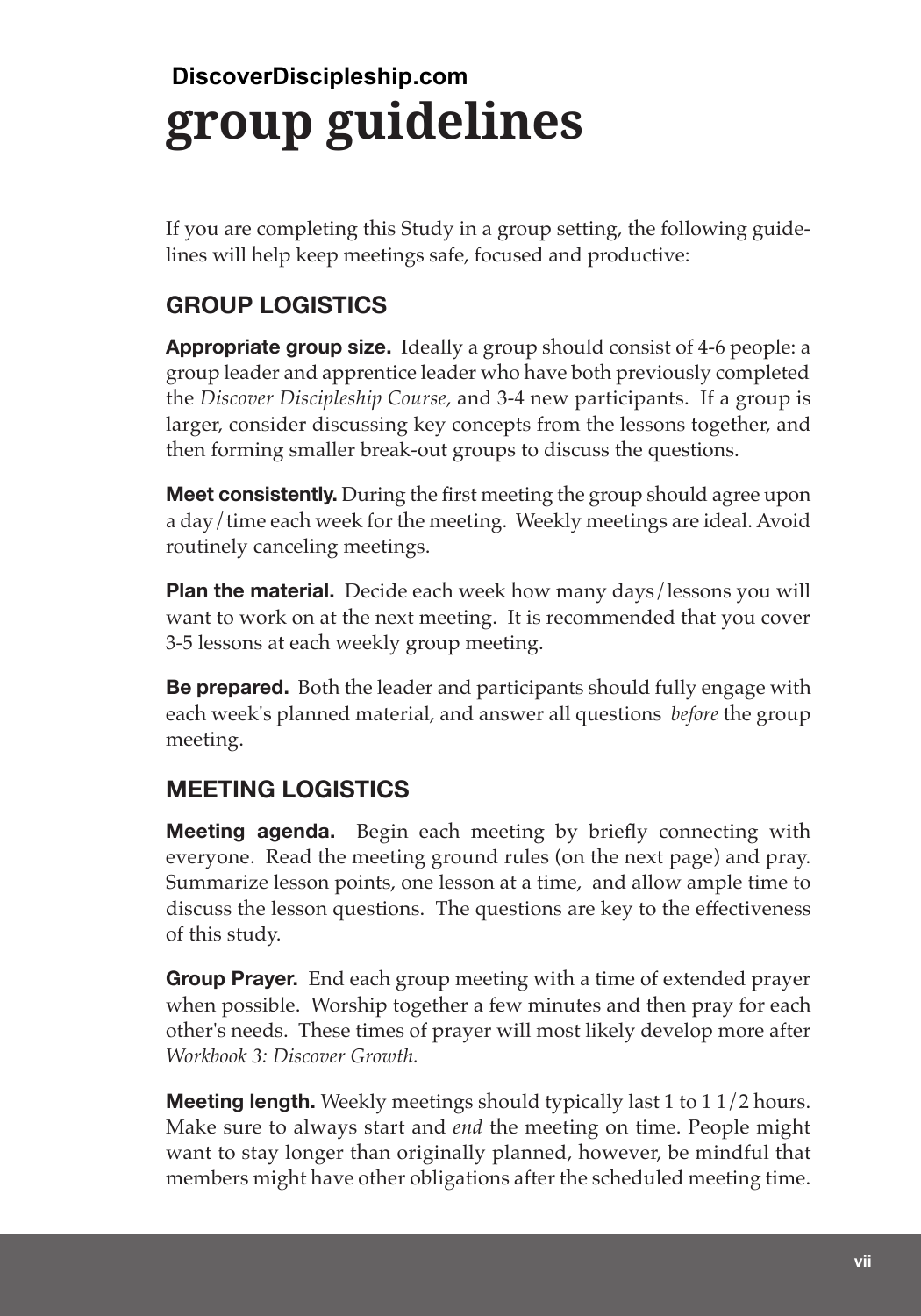**DiscoverDiscipleship.com**

# group guidelines

If you are completing this Study in a group setting, the following guidelines will help keep meetings safe, focused and productive:

## GROUP LOGISTICS

**Appropriate group size.** Ideally a group should consist of 4-6 people: a group leader and apprentice leader who have both previously completed the *Discover Discipleship Course,* and 3-4 new participants. If a group is larger, consider discussing key concepts from the lessons together, and then forming smaller break-out groups to discuss the questions.

**Meet consistently.** During the first meeting the group should agree upon a day/time each week for the meeting. Weekly meetings are ideal. Avoid routinely canceling meetings.

**Plan the material.** Decide each week how many days/lessons you will want to work on at the next meeting. It is recommended that you cover 3-5 lessons at each weekly group meeting.

**Be prepared.** Both the leader and participants should fully engage with each week's planned material, and answer all questions *before* the group meeting.

## MEETING LOGISTICS

**Meeting agenda.** Begin each meeting by briefly connecting with everyone. Read the meeting ground rules (on the next page) and pray. Summarize lesson points, one lesson at a time, and allow ample time to discuss the lesson questions. The questions are key to the effectiveness of this study.

**Group Prayer.** End each group meeting with a time of extended prayer when possible. Worship together a few minutes and then pray for each other's needs. These times of prayer will most likely develop more after *Workbook 3: Discover Growth.*

**Meeting length.** Weekly meetings should typically last 1 to 1 1/2 hours. Make sure to always start and *end* the meeting on time. People might want to stay longer than originally planned, however, be mindful that members might have other obligations after the scheduled meeting time.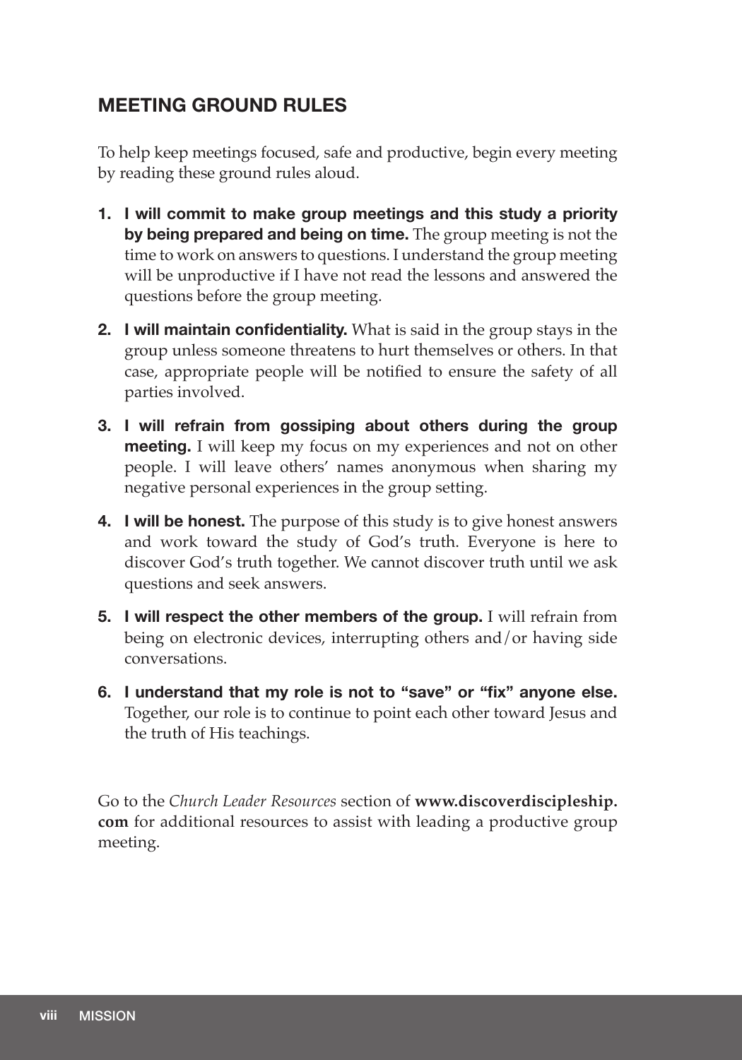## MEETING GROUND RULES

To help keep meetings focused, safe and productive, begin every meeting by reading these ground rules aloud.

1. **I will commit to make group meetings and this study a priority by being prepared and being on time.** The group meeting is not the time to work on answers to questions. I understand the group meeting will be unproductive if I have not read the lessons and answered the questions before the group meeting.

2. **I will maintain confidentiality.** What is said in the group stays in the group unless someone threatens to hurt themselves or others. In that case, appropriate people will be notified to ensure the safety of all parties involved.

3. **I will refrain from gossiping about others during the group meeting.** I will keep my focus on my experiences and not on other people. I will leave others' names anonymous when sharing my negative personal experiences in the group setting.

4. **I will be honest.** The purpose of this study is to give honest answers and work toward the study of God's truth. Everyone is here to discover God's truth together. We cannot discover truth until we ask questions and seek answers.

5. **I will respect the other members of the group.** I will refrain from being on electronic devices, interrupting others and/or having side conversations.

6. **I understand that my role is not to "save" or "fix" anyone else.** Together, our role is to continue to point each other toward Jesus and the truth of His teachings.

Go to the *Church Leader Resources* section of **www.discoverdiscipleship.com** for additional resources to assist with leading a productive group meeting.